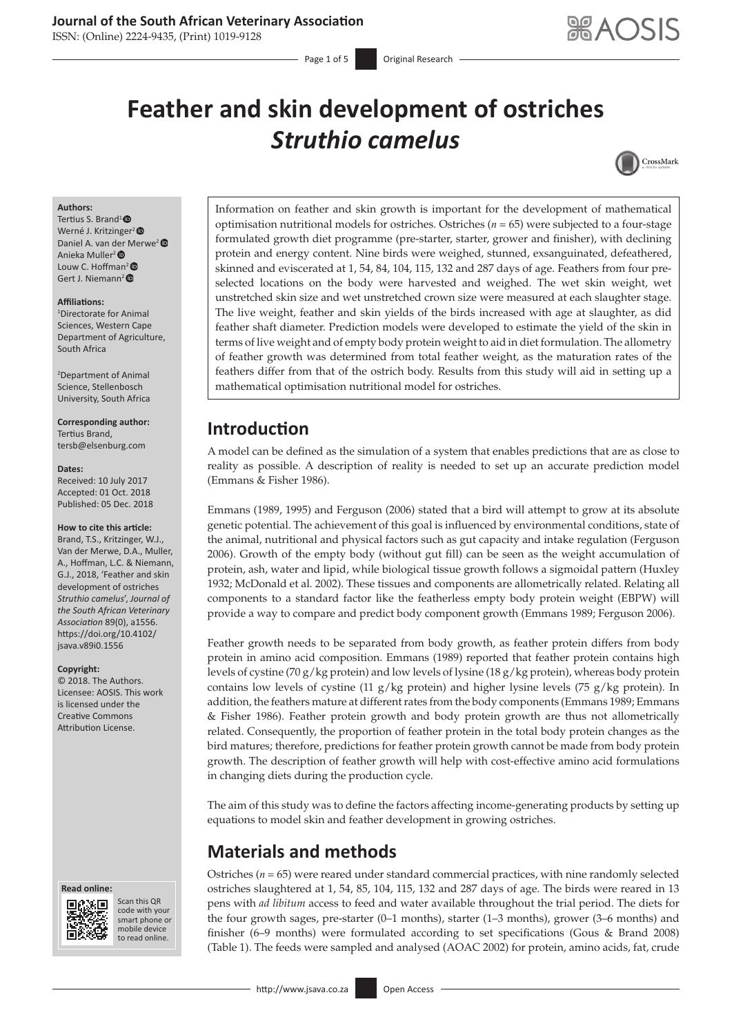# Feather and skin development of ostriches *Struthio camelus*

**Authors:**
Tertius S. Brand[1]
Werné J. Kritzinger[2]
Daniel A. van der Merwe[2]
Anieka Muller[2]
Louw C. Hoffman[2]
Gert J. Niemann[2]

**Affiliations:**
[1]Directorate for Animal Sciences, Western Cape Department of Agriculture, South Africa

[2]Department of Animal Science, Stellenbosch University, South Africa

**Corresponding author:**
Tertius Brand,
tersb@elsenburg.com

**Dates:**
Received: 10 July 2017
Accepted: 01 Oct. 2018
Published: 05 Dec. 2018

**How to cite this article:**
Brand, T.S., Kritzinger, W.J., Van der Merwe, D.A., Muller, A., Hoffman, L.C. & Niemann, G.J., 2018, 'Feather and skin development of ostriches *Struthio camelus*', *Journal of the South African Veterinary Association* 89(0), a1556. https://doi.org/10.4102/jsava.v89i0.1556

**Copyright:**
© 2018. The Authors. Licensee: AOSIS. This work is licensed under the Creative Commons Attribution License.

**Read online:**
Scan this QR code with your smart phone or mobile device to read online.

Information on feather and skin growth is important for the development of mathematical optimisation nutritional models for ostriches. Ostriches (*n* = 65) were subjected to a four-stage formulated growth diet programme (pre-starter, starter, grower and finisher), with declining protein and energy content. Nine birds were weighed, stunned, exsanguinated, defeathered, skinned and eviscerated at 1, 54, 84, 104, 115, 132 and 287 days of age. Feathers from four pre-selected locations on the body were harvested and weighed. The wet skin weight, wet unstretched skin size and wet unstretched crown size were measured at each slaughter stage. The live weight, feather and skin yields of the birds increased with age at slaughter, as did feather shaft diameter. Prediction models were developed to estimate the yield of the skin in terms of live weight and of empty body protein weight to aid in diet formulation. The allometry of feather growth was determined from total feather weight, as the maturation rates of the feathers differ from that of the ostrich body. Results from this study will aid in setting up a mathematical optimisation nutritional model for ostriches.

## Introduction

A model can be defined as the simulation of a system that enables predictions that are as close to reality as possible. A description of reality is needed to set up an accurate prediction model (Emmans & Fisher 1986).

Emmans (1989, 1995) and Ferguson (2006) stated that a bird will attempt to grow at its absolute genetic potential. The achievement of this goal is influenced by environmental conditions, state of the animal, nutritional and physical factors such as gut capacity and intake regulation (Ferguson 2006). Growth of the empty body (without gut fill) can be seen as the weight accumulation of protein, ash, water and lipid, while biological tissue growth follows a sigmoidal pattern (Huxley 1932; McDonald et al. 2002). These tissues and components are allometrically related. Relating all components to a standard factor like the featherless empty body protein weight (EBPW) will provide a way to compare and predict body component growth (Emmans 1989; Ferguson 2006).

Feather growth needs to be separated from body growth, as feather protein differs from body protein in amino acid composition. Emmans (1989) reported that feather protein contains high levels of cystine (70 g/kg protein) and low levels of lysine (18 g/kg protein), whereas body protein contains low levels of cystine (11 g/kg protein) and higher lysine levels (75 g/kg protein). In addition, the feathers mature at different rates from the body components (Emmans 1989; Emmans & Fisher 1986). Feather protein growth and body protein growth are thus not allometrically related. Consequently, the proportion of feather protein in the total body protein changes as the bird matures; therefore, predictions for feather protein growth cannot be made from body protein growth. The description of feather growth will help with cost-effective amino acid formulations in changing diets during the production cycle.

The aim of this study was to define the factors affecting income-generating products by setting up equations to model skin and feather development in growing ostriches.

## Materials and methods

Ostriches (*n* = 65) were reared under standard commercial practices, with nine randomly selected ostriches slaughtered at 1, 54, 85, 104, 115, 132 and 287 days of age. The birds were reared in 13 pens with *ad libitum* access to feed and water available throughout the trial period. The diets for the four growth sages, pre-starter (0–1 months), starter (1–3 months), grower (3–6 months) and finisher (6–9 months) were formulated according to set specifications (Gous & Brand 2008) (Table 1). The feeds were sampled and analysed (AOAC 2002) for protein, amino acids, fat, crude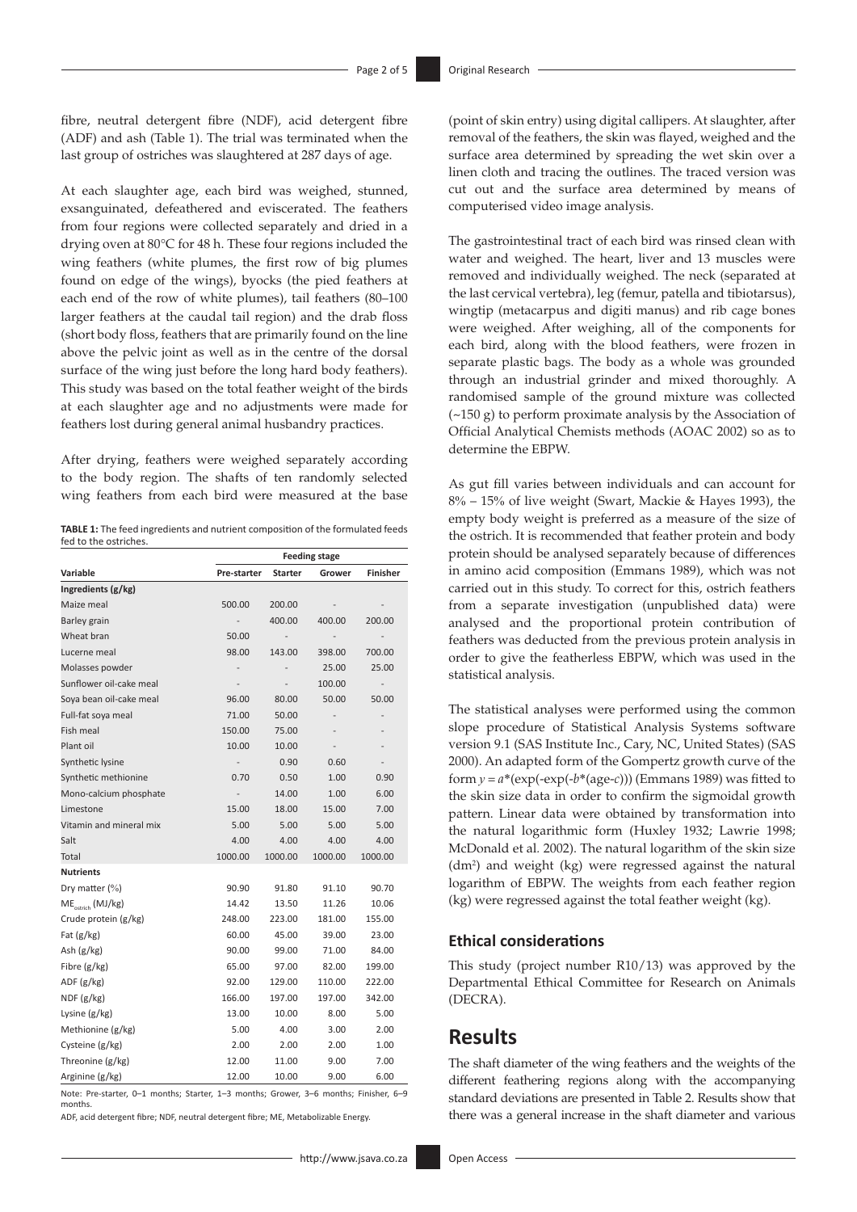fibre, neutral detergent fibre (NDF), acid detergent fibre (ADF) and ash (Table 1). The trial was terminated when the last group of ostriches was slaughtered at 287 days of age.

At each slaughter age, each bird was weighed, stunned, exsanguinated, defeathered and eviscerated. The feathers from four regions were collected separately and dried in a drying oven at 80°C for 48 h. These four regions included the wing feathers (white plumes, the first row of big plumes found on edge of the wings), byocks (the pied feathers at each end of the row of white plumes), tail feathers (80–100 larger feathers at the caudal tail region) and the drab floss (short body floss, feathers that are primarily found on the line above the pelvic joint as well as in the centre of the dorsal surface of the wing just before the long hard body feathers). This study was based on the total feather weight of the birds at each slaughter age and no adjustments were made for feathers lost during general animal husbandry practices.

After drying, feathers were weighed separately according to the body region. The shafts of ten randomly selected wing feathers from each bird were measured at the base (point of skin entry) using digital callipers. At slaughter, after removal of the feathers, the skin was flayed, weighed and the surface area determined by spreading the wet skin over a linen cloth and tracing the outlines. The traced version was cut out and the surface area determined by means of computerised video image analysis.

**TABLE 1:** The feed ingredients and nutrient composition of the formulated feeds fed to the ostriches.

| Variable | Feeding stage | | | |
|---|---|---|---|---|
| | Pre-starter | Starter | Grower | Finisher |
| **Ingredients (g/kg)** | | | | |
| Maize meal | 500.00 | 200.00 | - | - |
| Barley grain | - | 400.00 | 400.00 | 200.00 |
| Wheat bran | 50.00 | - | - | - |
| Lucerne meal | 98.00 | 143.00 | 398.00 | 700.00 |
| Molasses powder | - | - | 25.00 | 25.00 |
| Sunflower oil-cake meal | - | - | 100.00 | - |
| Soya bean oil-cake meal | 96.00 | 80.00 | 50.00 | 50.00 |
| Full-fat soya meal | 71.00 | 50.00 | - | - |
| Fish meal | 150.00 | 75.00 | - | - |
| Plant oil | 10.00 | 10.00 | - | - |
| Synthetic lysine | - | 0.90 | 0.60 | - |
| Synthetic methionine | 0.70 | 0.50 | 1.00 | 0.90 |
| Mono-calcium phosphate | - | 14.00 | 1.00 | 6.00 |
| Limestone | 15.00 | 18.00 | 15.00 | 7.00 |
| Vitamin and mineral mix | 5.00 | 5.00 | 5.00 | 5.00 |
| Salt | 4.00 | 4.00 | 4.00 | 4.00 |
| Total | 1000.00 | 1000.00 | 1000.00 | 1000.00 |
| **Nutrients** | | | | |
| Dry matter (%) | 90.90 | 91.80 | 91.10 | 90.70 |
| $ME_{ostrich}$ (MJ/kg) | 14.42 | 13.50 | 11.26 | 10.06 |
| Crude protein (g/kg) | 248.00 | 223.00 | 181.00 | 155.00 |
| Fat (g/kg) | 60.00 | 45.00 | 39.00 | 23.00 |
| Ash (g/kg) | 90.00 | 99.00 | 71.00 | 84.00 |
| Fibre (g/kg) | 65.00 | 97.00 | 82.00 | 199.00 |
| ADF (g/kg) | 92.00 | 129.00 | 110.00 | 222.00 |
| NDF (g/kg) | 166.00 | 197.00 | 197.00 | 342.00 |
| Lysine (g/kg) | 13.00 | 10.00 | 8.00 | 5.00 |
| Methionine (g/kg) | 5.00 | 4.00 | 3.00 | 2.00 |
| Cysteine (g/kg) | 2.00 | 2.00 | 2.00 | 1.00 |
| Threonine (g/kg) | 12.00 | 11.00 | 9.00 | 7.00 |
| Arginine (g/kg) | 12.00 | 10.00 | 9.00 | 6.00 |

Note: Pre-starter, 0–1 months; Starter, 1–3 months; Grower, 3–6 months; Finisher, 6–9 months.

ADF, acid detergent fibre; NDF, neutral detergent fibre; ME, Metabolizable Energy.

The gastrointestinal tract of each bird was rinsed clean with water and weighed. The heart, liver and 13 muscles were removed and individually weighed. The neck (separated at the last cervical vertebra), leg (femur, patella and tibiotarsus), wingtip (metacarpus and digiti manus) and rib cage bones were weighed. After weighing, all of the components for each bird, along with the blood feathers, were frozen in separate plastic bags. The body as a whole was grounded through an industrial grinder and mixed thoroughly. A randomised sample of the ground mixture was collected (~150 g) to perform proximate analysis by the Association of Official Analytical Chemists methods (AOAC 2002) so as to determine the EBPW.

As gut fill varies between individuals and can account for 8% – 15% of live weight (Swart, Mackie & Hayes 1993), the empty body weight is preferred as a measure of the size of the ostrich. It is recommended that feather protein and body protein should be analysed separately because of differences in amino acid composition (Emmans 1989), which was not carried out in this study. To correct for this, ostrich feathers from a separate investigation (unpublished data) were analysed and the proportional protein contribution of feathers was deducted from the previous protein analysis in order to give the featherless EBPW, which was used in the statistical analysis.

The statistical analyses were performed using the common slope procedure of Statistical Analysis Systems software version 9.1 (SAS Institute Inc., Cary, NC, United States) (SAS 2000). An adapted form of the Gompertz growth curve of the form $y = a^*(\exp(-\exp(-b^*(\text{age}-c)))$ (Emmans 1989) was fitted to the skin size data in order to confirm the sigmoidal growth pattern. Linear data were obtained by transformation into the natural logarithmic form (Huxley 1932; Lawrie 1998; McDonald et al. 2002). The natural logarithm of the skin size ($dm^2$) and weight (kg) were regressed against the natural logarithm of EBPW. The weights from each feather region (kg) were regressed against the total feather weight (kg).

### Ethical considerations

This study (project number R10/13) was approved by the Departmental Ethical Committee for Research on Animals (DECRA).

## Results

The shaft diameter of the wing feathers and the weights of the different feathering regions along with the accompanying standard deviations are presented in Table 2. Results show that there was a general increase in the shaft diameter and various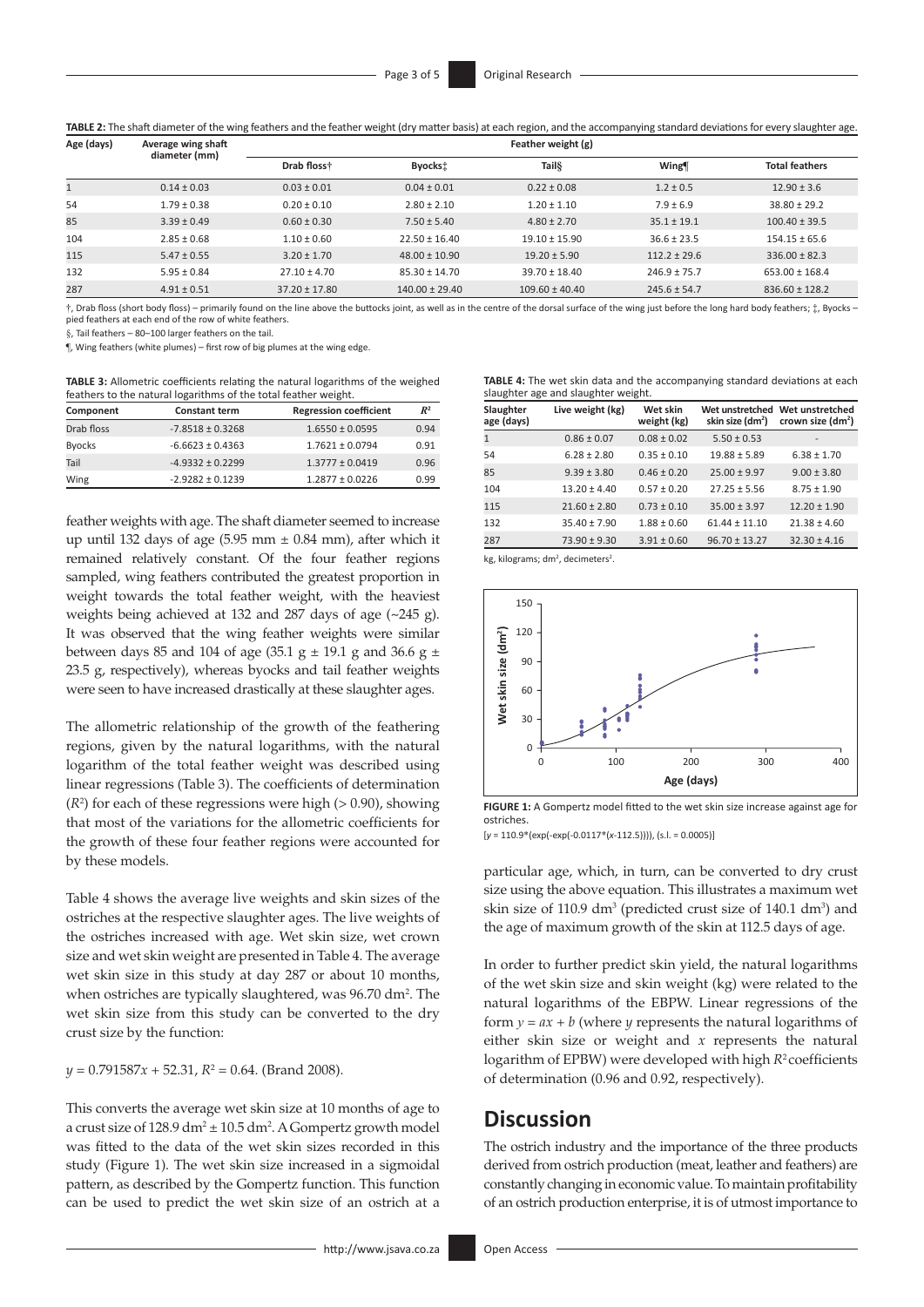**TABLE 2:** The shaft diameter of the wing feathers and the feather weight (dry matter basis) at each region, and the accompanying standard deviations for every slaughter age.

| Age (days) | Average wing shaft diameter (mm) | Feather weight (g) | | | | |
|---|---|---|---|---|---|---|
| | | Drab floss† | Byocks‡ | Tail§ | Wing¶ | Total feathers |
| 1 | 0.14 ± 0.03 | 0.03 ± 0.01 | 0.04 ± 0.01 | 0.22 ± 0.08 | 1.2 ± 0.5 | 12.90 ± 3.6 |
| 54 | 1.79 ± 0.38 | 0.20 ± 0.10 | 2.80 ± 2.10 | 1.20 ± 1.10 | 7.9 ± 6.9 | 38.80 ± 29.2 |
| 85 | 3.39 ± 0.49 | 0.60 ± 0.30 | 7.50 ± 5.40 | 4.80 ± 2.70 | 35.1 ± 19.1 | 100.40 ± 39.5 |
| 104 | 2.85 ± 0.68 | 1.10 ± 0.60 | 22.50 ± 16.40 | 19.10 ± 15.90 | 36.6 ± 23.5 | 154.15 ± 65.6 |
| 115 | 5.47 ± 0.55 | 3.20 ± 1.70 | 48.00 ± 10.90 | 19.20 ± 5.90 | 112.2 ± 29.6 | 336.00 ± 82.3 |
| 132 | 5.95 ± 0.84 | 27.10 ± 4.70 | 85.30 ± 14.70 | 39.70 ± 18.40 | 246.9 ± 75.7 | 653.00 ± 168.4 |
| 287 | 4.91 ± 0.51 | 37.20 ± 17.80 | 140.00 ± 29.40 | 109.60 ± 40.40 | 245.6 ± 54.7 | 836.60 ± 128.2 |

†, Drab floss (short body floss) – primarily found on the line above the buttocks joint, as well as in the centre of the dorsal surface of the wing just before the long hard body feathers; ‡, Byocks – pied feathers at each end of the row of white feathers.

§, Tail feathers – 80–100 larger feathers on the tail.

¶, Wing feathers (white plumes) – first row of big plumes at the wing edge.

**TABLE 3:** Allometric coefficients relating the natural logarithms of the weighed feathers to the natural logarithms of the total feather weight.

| Component | Constant term | Regression coefficient | $R^2$ |
|---|---|---|---|
| Drab floss | -7.8518 ± 0.3268 | 1.6550 ± 0.0595 | 0.94 |
| Byocks | -6.6623 ± 0.4363 | 1.7621 ± 0.0794 | 0.91 |
| Tail | -4.9332 ± 0.2299 | 1.3777 ± 0.0419 | 0.96 |
| Wing | -2.9282 ± 0.1239 | 1.2877 ± 0.0226 | 0.99 |

feather weights with age. The shaft diameter seemed to increase up until 132 days of age (5.95 mm ± 0.84 mm), after which it remained relatively constant. Of the four feather regions sampled, wing feathers contributed the greatest proportion in weight towards the total feather weight, with the heaviest weights being achieved at 132 and 287 days of age (~245 g). It was observed that the wing feather weights were similar between days 85 and 104 of age (35.1 g ± 19.1 g and 36.6 g ± 23.5 g, respectively), whereas byocks and tail feather weights were seen to have increased drastically at these slaughter ages.

The allometric relationship of the growth of the feathering regions, given by the natural logarithms, with the natural logarithm of the total feather weight was described using linear regressions (Table 3). The coefficients of determination ($R^2$) for each of these regressions were high (> 0.90), showing that most of the variations for the allometric coefficients for the growth of these four feather regions were accounted for by these models.

Table 4 shows the average live weights and skin sizes of the ostriches at the respective slaughter ages. The live weights of the ostriches increased with age. Wet skin size, wet crown size and wet skin weight are presented in Table 4. The average wet skin size in this study at day 287 or about 10 months, when ostriches are typically slaughtered, was 96.70 dm$^2$. The wet skin size from this study can be converted to the dry crust size by the function:

$y = 0.791587x + 52.31$, $R^2 = 0.64$. (Brand 2008).

This converts the average wet skin size at 10 months of age to a crust size of 128.9 dm$^2$ ± 10.5 dm$^2$. A Gompertz growth model was fitted to the data of the wet skin sizes recorded in this study (Figure 1). The wet skin size increased in a sigmoidal pattern, as described by the Gompertz function. This function can be used to predict the wet skin size of an ostrich at a particular age, which, in turn, can be converted to dry crust size using the above equation. This illustrates a maximum wet skin size of 110.9 dm$^3$ (predicted crust size of 140.1 dm$^3$) and the age of maximum growth of the skin at 112.5 days of age.

**TABLE 4:** The wet skin data and the accompanying standard deviations at each slaughter age and slaughter weight.

| Slaughter age (days) | Live weight (kg) | Wet skin weight (kg) | Wet unstretched skin size (dm$^2$) | Wet unstretched crown size (dm$^2$) |
|---|---|---|---|---|
| 1 | 0.86 ± 0.07 | 0.08 ± 0.02 | 5.50 ± 0.53 | - |
| 54 | 6.28 ± 2.80 | 0.35 ± 0.10 | 19.88 ± 5.89 | 6.38 ± 1.70 |
| 85 | 9.39 ± 3.80 | 0.46 ± 0.20 | 25.00 ± 9.97 | 9.00 ± 3.80 |
| 104 | 13.20 ± 4.40 | 0.57 ± 0.20 | 27.25 ± 5.56 | 8.75 ± 1.90 |
| 115 | 21.60 ± 2.80 | 0.73 ± 0.10 | 35.00 ± 3.97 | 12.20 ± 1.90 |
| 132 | 35.40 ± 7.90 | 1.88 ± 0.60 | 61.44 ± 11.10 | 21.38 ± 4.60 |
| 287 | 73.90 ± 9.30 | 3.91 ± 0.60 | 96.70 ± 13.27 | 32.30 ± 4.16 |

kg, kilograms; dm$^2$, decimeters$^2$.

**FIGURE 1:** A Gompertz model fitted to the wet skin size increase against age for ostriches.

[$y = 110.9*(\exp(-\exp(-0.0117*(x-112.5))))$, (s.l. = 0.0005)]

In order to further predict skin yield, the natural logarithms of the wet skin size and skin weight (kg) were related to the natural logarithms of the EBPW. Linear regressions of the form $y = ax + b$ (where $y$ represents the natural logarithms of either skin size or weight and $x$ represents the natural logarithm of EPBW) were developed with high $R^2$ coefficients of determination (0.96 and 0.92, respectively).

## Discussion

The ostrich industry and the importance of the three products derived from ostrich production (meat, leather and feathers) are constantly changing in economic value. To maintain profitability of an ostrich production enterprise, it is of utmost importance to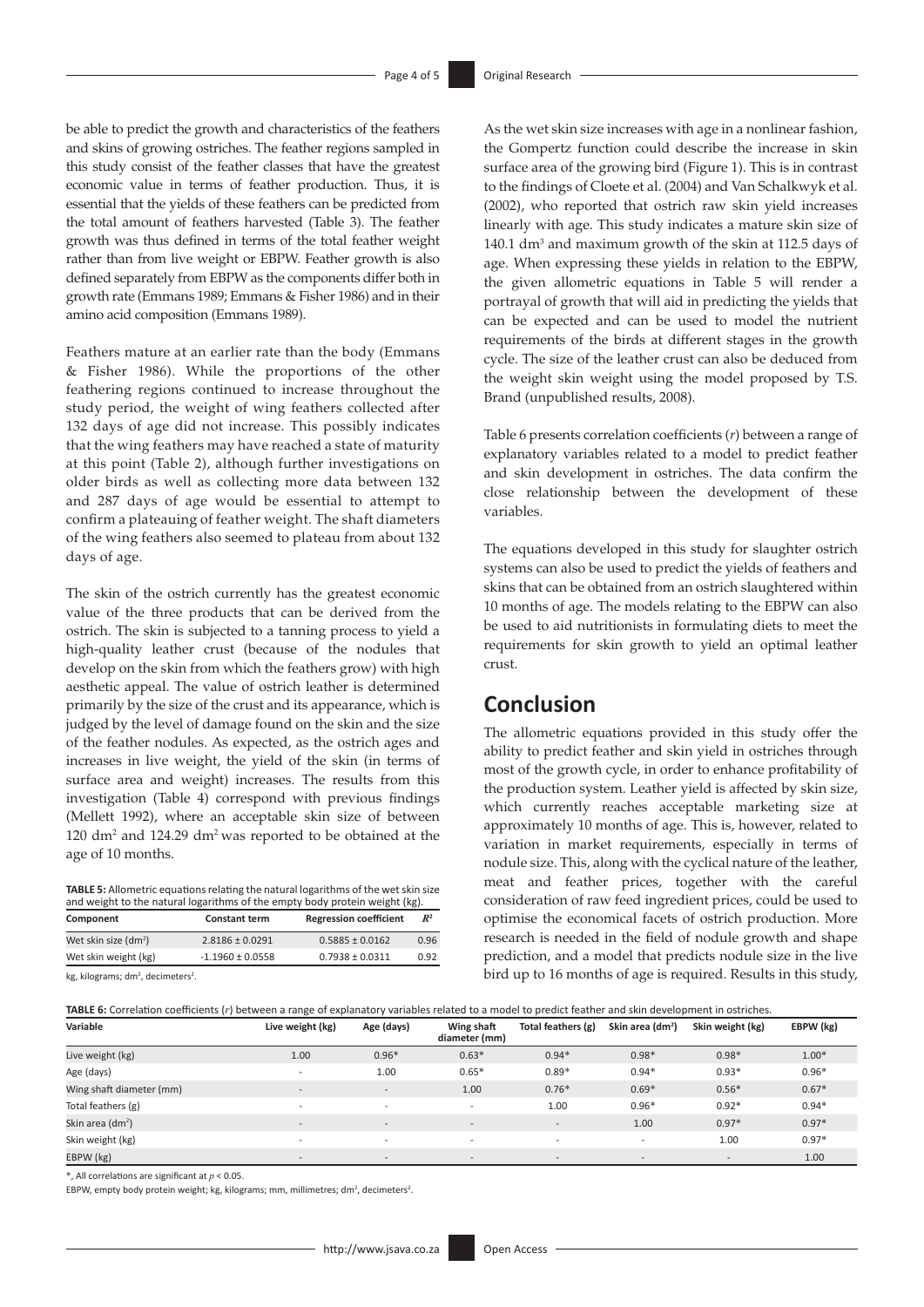be able to predict the growth and characteristics of the feathers and skins of growing ostriches. The feather regions sampled in this study consist of the feather classes that have the greatest economic value in terms of feather production. Thus, it is essential that the yields of these feathers can be predicted from the total amount of feathers harvested (Table 3). The feather growth was thus defined in terms of the total feather weight rather than from live weight or EBPW. Feather growth is also defined separately from EBPW as the components differ both in growth rate (Emmans 1989; Emmans & Fisher 1986) and in their amino acid composition (Emmans 1989).

Feathers mature at an earlier rate than the body (Emmans & Fisher 1986). While the proportions of the other feathering regions continued to increase throughout the study period, the weight of wing feathers collected after 132 days of age did not increase. This possibly indicates that the wing feathers may have reached a state of maturity at this point (Table 2), although further investigations on older birds as well as collecting more data between 132 and 287 days of age would be essential to attempt to confirm a plateauing of feather weight. The shaft diameters of the wing feathers also seemed to plateau from about 132 days of age.

The skin of the ostrich currently has the greatest economic value of the three products that can be derived from the ostrich. The skin is subjected to a tanning process to yield a high-quality leather crust (because of the nodules that develop on the skin from which the feathers grow) with high aesthetic appeal. The value of ostrich leather is determined primarily by the size of the crust and its appearance, which is judged by the level of damage found on the skin and the size of the feather nodules. As expected, as the ostrich ages and increases in live weight, the yield of the skin (in terms of surface area and weight) increases. The results from this investigation (Table 4) correspond with previous findings (Mellett 1992), where an acceptable skin size of between 120 $dm^2$ and 124.29 $dm^2$ was reported to be obtained at the age of 10 months.

**TABLE 5:** Allometric equations relating the natural logarithms of the wet skin size and weight to the natural logarithms of the empty body protein weight (kg).

| Component | Constant term | Regression coefficient | $R^2$ |
|---|---|---|---|
| Wet skin size ($dm^2$) | 2.8186 ± 0.0291 | 0.5885 ± 0.0162 | 0.96 |
| Wet skin weight (kg) | -1.1960 ± 0.0558 | 0.7938 ± 0.0311 | 0.92 |

kg, kilograms; $dm^2$, decimeters$^2$.

As the wet skin size increases with age in a nonlinear fashion, the Gompertz function could describe the increase in skin surface area of the growing bird (Figure 1). This is in contrast to the findings of Cloete et al. (2004) and Van Schalkwyk et al. (2002), who reported that ostrich raw skin yield increases linearly with age. This study indicates a mature skin size of 140.1 $dm^3$ and maximum growth of the skin at 112.5 days of age. When expressing these yields in relation to the EBPW, the given allometric equations in Table 5 will render a portrayal of growth that will aid in predicting the yields that can be expected and can be used to model the nutrient requirements of the birds at different stages in the growth cycle. The size of the leather crust can also be deduced from the weight skin weight using the model proposed by T.S. Brand (unpublished results, 2008).

Table 6 presents correlation coefficients (*r*) between a range of explanatory variables related to a model to predict feather and skin development in ostriches. The data confirm the close relationship between the development of these variables.

The equations developed in this study for slaughter ostrich systems can also be used to predict the yields of feathers and skins that can be obtained from an ostrich slaughtered within 10 months of age. The models relating to the EBPW can also be used to aid nutritionists in formulating diets to meet the requirements for skin growth to yield an optimal leather crust.

## Conclusion

The allometric equations provided in this study offer the ability to predict feather and skin yield in ostriches through most of the growth cycle, in order to enhance profitability of the production system. Leather yield is affected by skin size, which currently reaches acceptable marketing size at approximately 10 months of age. This is, however, related to variation in market requirements, especially in terms of nodule size. This, along with the cyclical nature of the leather, meat and feather prices, together with the careful consideration of raw feed ingredient prices, could be used to optimise the economical facets of ostrich production. More research is needed in the field of nodule growth and shape prediction, and a model that predicts nodule size in the live bird up to 16 months of age is required. Results in this study,

**TABLE 6:** Correlation coefficients (*r*) between a range of explanatory variables related to a model to predict feather and skin development in ostriches.

| Variable | Live weight (kg) | Age (days) | Wing shaft diameter (mm) | Total feathers (g) | Skin area ($dm^2$) | Skin weight (kg) | EBPW (kg) |
|---|---|---|---|---|---|---|---|
| Live weight (kg) | 1.00 | 0.96* | 0.63* | 0.94* | 0.98* | 0.98* | 1.00* |
| Age (days) | - | 1.00 | 0.65* | 0.89* | 0.94* | 0.93* | 0.96* |
| Wing shaft diameter (mm) | - | - | 1.00 | 0.76* | 0.69* | 0.56* | 0.67* |
| Total feathers (g) | - | - | - | 1.00 | 0.96* | 0.92* | 0.94* |
| Skin area ($dm^2$) | - | - | - | - | 1.00 | 0.97* | 0.97* |
| Skin weight (kg) | - | - | - | - | - | 1.00 | 0.97* |
| EBPW (kg) | - | - | - | - | - | - | 1.00 |

*, All correlations are significant at $p < 0.05$.

EBPW, empty body protein weight; kg, kilograms; mm, millimetres; $dm^2$, decimeters$^2$.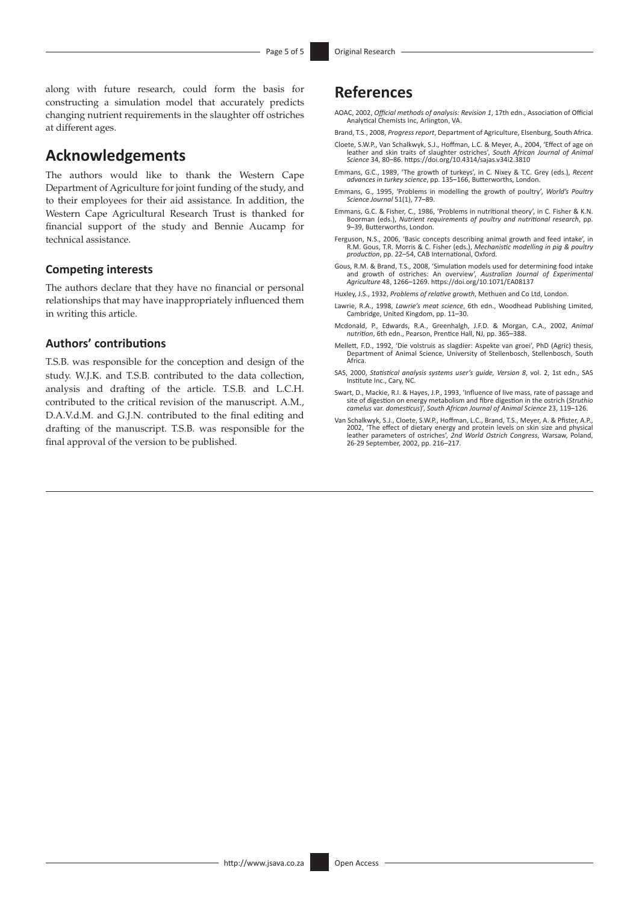along with future research, could form the basis for constructing a simulation model that accurately predicts changing nutrient requirements in the slaughter off ostriches at different ages.

## Acknowledgements

The authors would like to thank the Western Cape Department of Agriculture for joint funding of the study, and to their employees for their aid assistance. In addition, the Western Cape Agricultural Research Trust is thanked for financial support of the study and Bennie Aucamp for technical assistance.

### Competing interests

The authors declare that they have no financial or personal relationships that may have inappropriately influenced them in writing this article.

### Authors' contributions

T.S.B. was responsible for the conception and design of the study. W.J.K. and T.S.B. contributed to the data collection, analysis and drafting of the article. T.S.B. and L.C.H. contributed to the critical revision of the manuscript. A.M., D.A.V.d.M. and G.J.N. contributed to the final editing and drafting of the manuscript. T.S.B. was responsible for the final approval of the version to be published.

## References

AOAC, 2002, *Official methods of analysis: Revision 1*, 17th edn., Association of Official Analytical Chemists Inc, Arlington, VA.

Brand, T.S., 2008, *Progress report*, Department of Agriculture, Elsenburg, South Africa.

Cloete, S.W.P., Van Schalkwyk, S.J., Hoffman, L.C. & Meyer, A., 2004, 'Effect of age on leather and skin traits of slaughter ostriches', *South African Journal of Animal Science* 34, 80–86. https://doi.org/10.4314/sajas.v34i2.3810

Emmans, G.C., 1989, 'The growth of turkeys', in C. Nixey & T.C. Grey (eds.), *Recent advances in turkey science*, pp. 135–166, Butterworths, London.

Emmans, G., 1995, 'Problems in modelling the growth of poultry', *World's Poultry Science Journal* 51(1), 77–89.

Emmans, G.C. & Fisher, C., 1986, 'Problems in nutritional theory', in C. Fisher & K.N. Boorman (eds.), *Nutrient requirements of poultry and nutritional research*, pp. 9–39, Butterworths, London.

Ferguson, N.S., 2006, 'Basic concepts describing animal growth and feed intake', in R.M. Gous, T.R. Morris & C. Fisher (eds.), *Mechanistic modelling in pig & poultry production*, pp. 22–54, CAB International, Oxford.

Gous, R.M. & Brand, T.S., 2008, 'Simulation models used for determining food intake and growth of ostriches: An overview', *Australian Journal of Experimental Agriculture* 48, 1266–1269. https://doi.org/10.1071/EA08137

Huxley, J.S., 1932, *Problems of relative growth*, Methuen and Co Ltd, London.

Lawrie, R.A., 1998, *Lawrie's meat science*, 6th edn., Woodhead Publishing Limited, Cambridge, United Kingdom, pp. 11–30.

Mcdonald, P., Edwards, R.A., Greenhalgh, J.F.D. & Morgan, C.A., 2002, *Animal nutrition*, 6th edn., Pearson, Prentice Hall, NJ, pp. 365–388.

Mellett, F.D., 1992, 'Die volstruis as slagdier: Aspekte van groei', PhD (Agric) thesis, Department of Animal Science, University of Stellenbosch, Stellenbosch, South Africa.

SAS, 2000, *Statistical analysis systems user's guide, Version 8*, vol. 2, 1st edn., SAS Institute Inc., Cary, NC.

Swart, D., Mackie, R.I. & Hayes, J.P., 1993, 'Influence of live mass, rate of passage and site of digestion on energy metabolism and fibre digestion in the ostrich (*Struthio camelus* var. *domesticus*)', *South African Journal of Animal Science* 23, 119–126.

Van Schalkwyk, S.J., Cloete, S.W.P., Hoffman, L.C., Brand, T.S., Meyer, A. & Pfister, A.P., 2002, 'The effect of dietary energy and protein levels on skin size and physical leather parameters of ostriches', *2nd World Ostrich Congress*, Warsaw, Poland, 26-29 September, 2002, pp. 216–217.